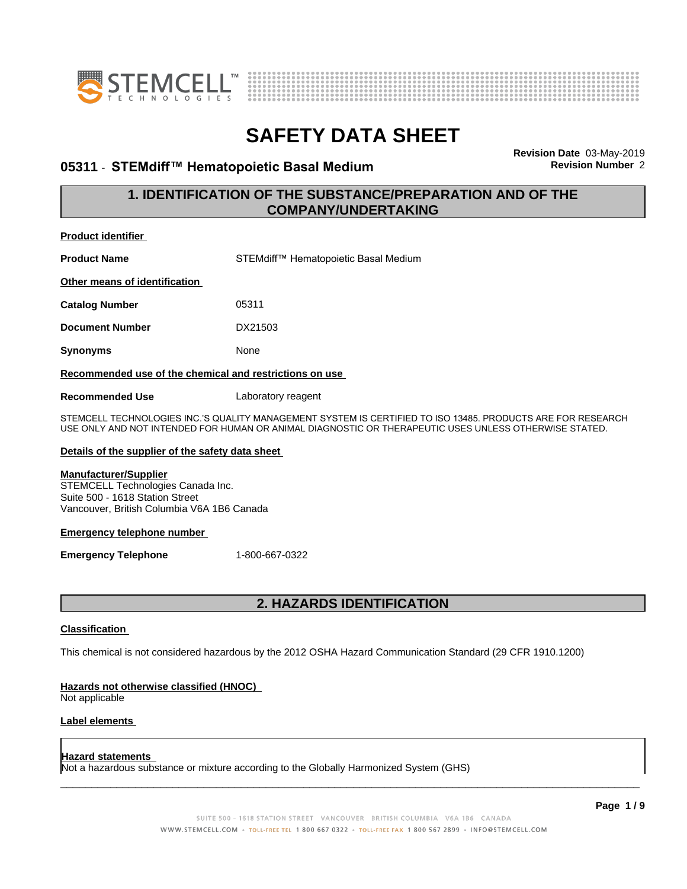# SAFETY DATA SHEET

**Revision Date** 03-May-2019
**Revision Number** 2

## 05311 - STEMdiff™ Hematopoietic Basal Medium

## 1. IDENTIFICATION OF THE SUBSTANCE/PREPARATION AND OF THE COMPANY/UNDERTAKING

**Product identifier**

**Product Name** STEMdiff™ Hematopoietic Basal Medium

**Other means of identification**

**Catalog Number** 05311

**Document Number** DX21503

**Synonyms** None

**Recommended use of the chemical and restrictions on use**

**Recommended Use** Laboratory reagent

STEMCELL TECHNOLOGIES INC.'S QUALITY MANAGEMENT SYSTEM IS CERTIFIED TO ISO 13485. PRODUCTS ARE FOR RESEARCH USE ONLY AND NOT INTENDED FOR HUMAN OR ANIMAL DIAGNOSTIC OR THERAPEUTIC USES UNLESS OTHERWISE STATED.

**Details of the supplier of the safety data sheet**

**Manufacturer/Supplier**
STEMCELL Technologies Canada Inc.
Suite 500 - 1618 Station Street
Vancouver, British Columbia V6A 1B6 Canada

**Emergency telephone number**

**Emergency Telephone** 1-800-667-0322

## 2. HAZARDS IDENTIFICATION

**Classification**

This chemical is not considered hazardous by the 2012 OSHA Hazard Communication Standard (29 CFR 1910.1200)

**Hazards not otherwise classified (HNOC)**
Not applicable

**Label elements**

**Hazard statements**
Not a hazardous substance or mixture according to the Globally Harmonized System (GHS)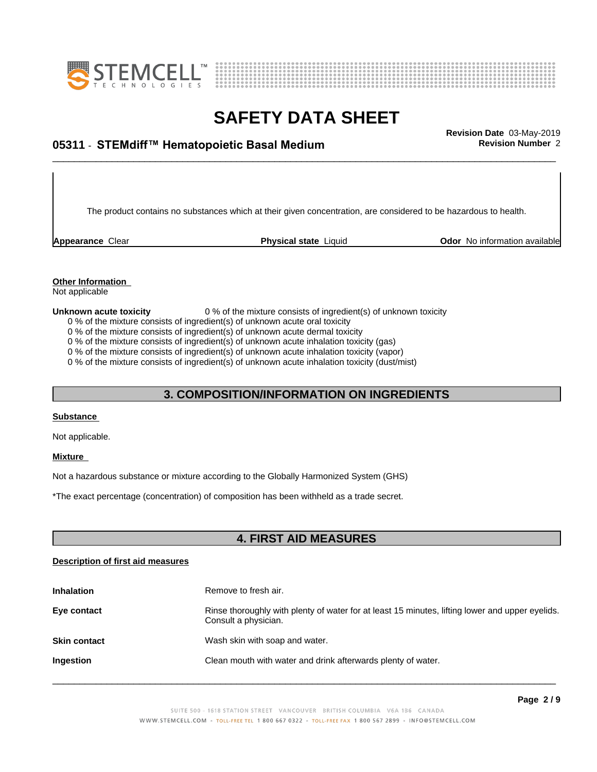The product contains no substances which at their given concentration, are considered to be hazardous to health.

| **Appearance** Clear | **Physical state** Liquid | **Odor** No information available |
|---|---|---|

**Other Information**
Not applicable

**Unknown acute toxicity** 0 % of the mixture consists of ingredient(s) of unknown toxicity

0 % of the mixture consists of ingredient(s) of unknown acute oral toxicity
0 % of the mixture consists of ingredient(s) of unknown acute dermal toxicity
0 % of the mixture consists of ingredient(s) of unknown acute inhalation toxicity (gas)
0 % of the mixture consists of ingredient(s) of unknown acute inhalation toxicity (vapor)
0 % of the mixture consists of ingredient(s) of unknown acute inhalation toxicity (dust/mist)

## 3. COMPOSITION/INFORMATION ON INGREDIENTS

**Substance**

Not applicable.

**Mixture**

Not a hazardous substance or mixture according to the Globally Harmonized System (GHS)

*The exact percentage (concentration) of composition has been withheld as a trade secret.

## 4. FIRST AID MEASURES

**Description of first aid measures**

| | |
|---|---|
| **Inhalation** | Remove to fresh air. |
| **Eye contact** | Rinse thoroughly with plenty of water for at least 15 minutes, lifting lower and upper eyelids. Consult a physician. |
| **Skin contact** | Wash skin with soap and water. |
| **Ingestion** | Clean mouth with water and drink afterwards plenty of water. |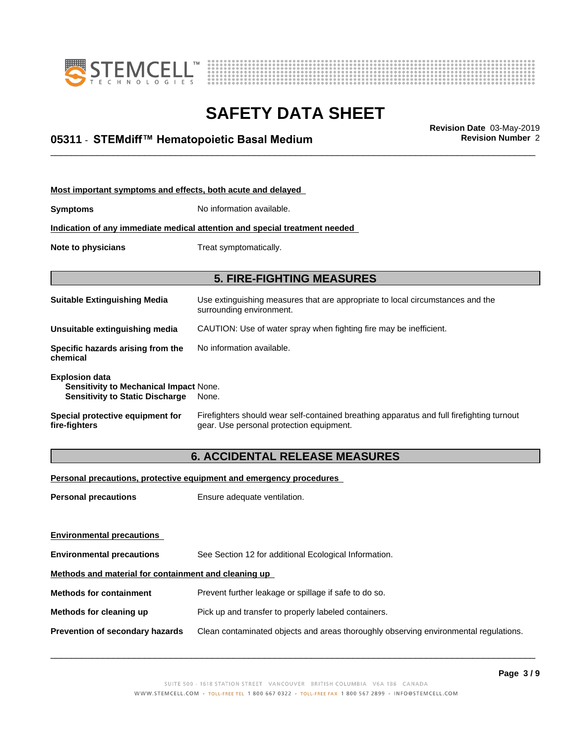**Most important symptoms and effects, both acute and delayed**

**Symptoms** No information available.

**Indication of any immediate medical attention and special treatment needed**

**Note to physicians** Treat symptomatically.

## 5. FIRE-FIGHTING MEASURES

**Suitable Extinguishing Media** Use extinguishing measures that are appropriate to local circumstances and the surrounding environment.

**Unsuitable extinguishing media** CAUTION: Use of water spray when fighting fire may be inefficient.

**Specific hazards arising from the chemical** No information available.

**Explosion data**
**Sensitivity to Mechanical Impact** None.
**Sensitivity to Static Discharge** None.

**Special protective equipment for fire-fighters** Firefighters should wear self-contained breathing apparatus and full firefighting turnout gear. Use personal protection equipment.

## 6. ACCIDENTAL RELEASE MEASURES

**Personal precautions, protective equipment and emergency procedures**

**Personal precautions** Ensure adequate ventilation.

**Environmental precautions**

**Environmental precautions** See Section 12 for additional Ecological Information.

**Methods and material for containment and cleaning up**

**Methods for containment** Prevent further leakage or spillage if safe to do so.

**Methods for cleaning up** Pick up and transfer to properly labeled containers.

**Prevention of secondary hazards** Clean contaminated objects and areas thoroughly observing environmental regulations.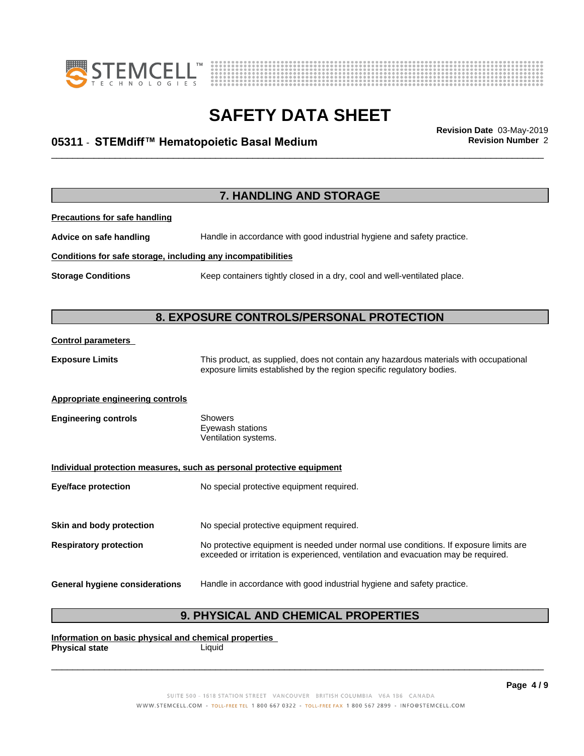## 7. HANDLING AND STORAGE

**Precautions for safe handling**

**Advice on safe handling** Handle in accordance with good industrial hygiene and safety practice.

**Conditions for safe storage, including any incompatibilities**

**Storage Conditions** Keep containers tightly closed in a dry, cool and well-ventilated place.

## 8. EXPOSURE CONTROLS/PERSONAL PROTECTION

**Control parameters**

**Exposure Limits** This product, as supplied, does not contain any hazardous materials with occupational exposure limits established by the region specific regulatory bodies.

**Appropriate engineering controls**

**Engineering controls** Showers
Eyewash stations
Ventilation systems.

**Individual protection measures, such as personal protective equipment**

**Eye/face protection** No special protective equipment required.

**Skin and body protection** No special protective equipment required.

**Respiratory protection** No protective equipment is needed under normal use conditions. If exposure limits are exceeded or irritation is experienced, ventilation and evacuation may be required.

**General hygiene considerations** Handle in accordance with good industrial hygiene and safety practice.

## 9. PHYSICAL AND CHEMICAL PROPERTIES

**Information on basic physical and chemical properties**

**Physical state** Liquid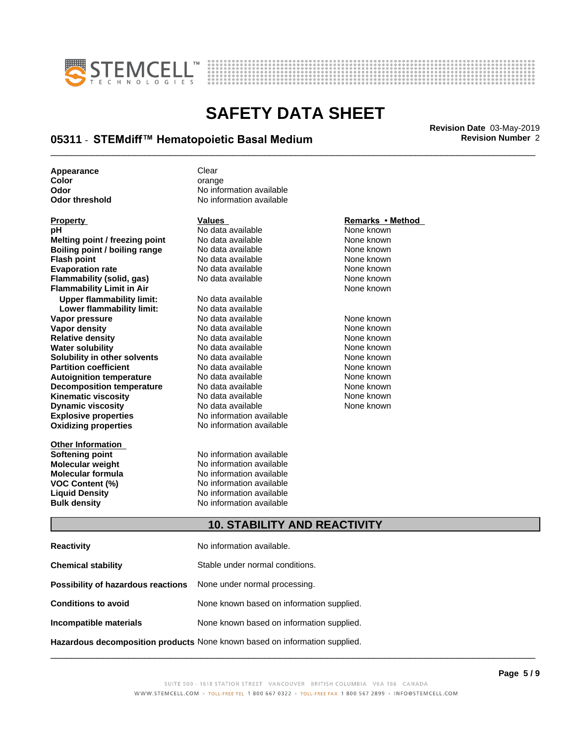| | |
|---|---|
| **Appearance** | Clear |
| **Color** | orange |
| **Odor** | No information available |
| **Odor threshold** | No information available |

| Property | Values | Remarks • Method |
|---|---|---|
| **pH** | No data available | None known |
| **Melting point / freezing point** | No data available | None known |
| **Boiling point / boiling range** | No data available | None known |
| **Flash point** | No data available | None known |
| **Evaporation rate** | No data available | None known |
| **Flammability (solid, gas)** | No data available | None known |
| **Flammability Limit in Air** | | None known |
| **Upper flammability limit:** | No data available | |
| **Lower flammability limit:** | No data available | |
| **Vapor pressure** | No data available | None known |
| **Vapor density** | No data available | None known |
| **Relative density** | No data available | None known |
| **Water solubility** | No data available | None known |
| **Solubility in other solvents** | No data available | None known |
| **Partition coefficient** | No data available | None known |
| **Autoignition temperature** | No data available | None known |
| **Decomposition temperature** | No data available | None known |
| **Kinematic viscosity** | No data available | None known |
| **Dynamic viscosity** | No data available | None known |
| **Explosive properties** | No information available | |
| **Oxidizing properties** | No information available | |

| Other Information | |
|---|---|
| **Softening point** | No information available |
| **Molecular weight** | No information available |
| **Molecular formula** | No information available |
| **VOC Content (%)** | No information available |
| **Liquid Density** | No information available |
| **Bulk density** | No information available |

## 10. STABILITY AND REACTIVITY

| | |
|---|---|
| **Reactivity** | No information available. |
| **Chemical stability** | Stable under normal conditions. |
| **Possibility of hazardous reactions** | None under normal processing. |
| **Conditions to avoid** | None known based on information supplied. |
| **Incompatible materials** | None known based on information supplied. |
| **Hazardous decomposition products** | None known based on information supplied. |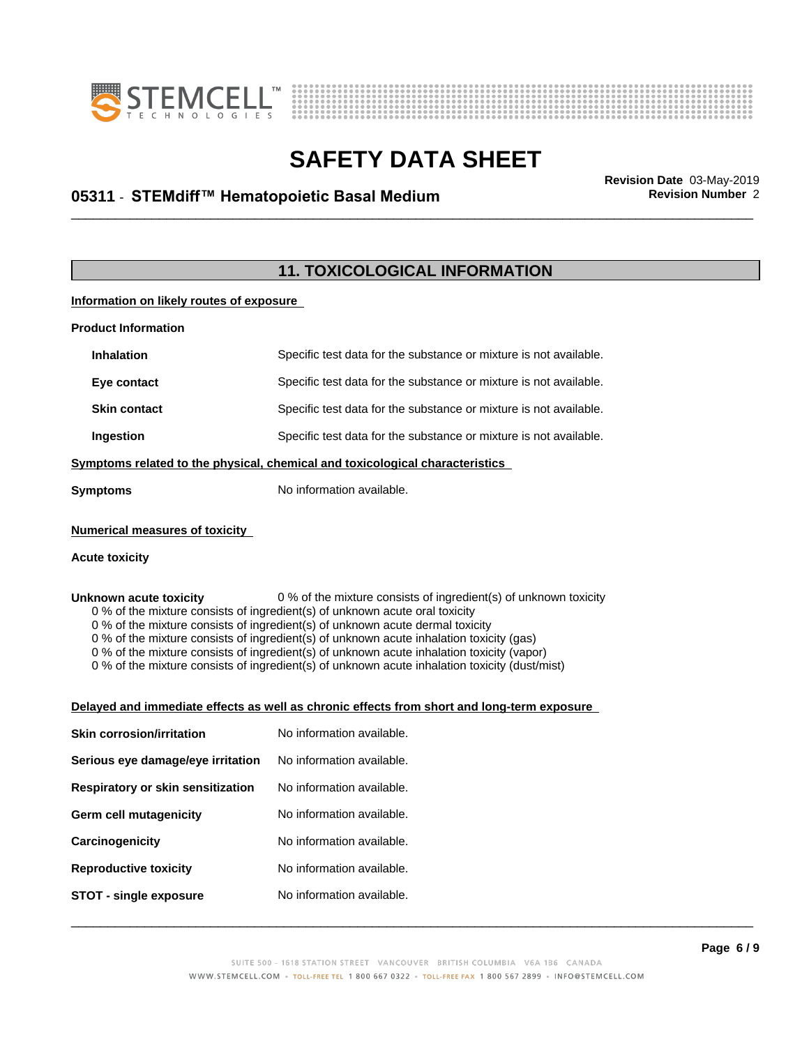## 11. TOXICOLOGICAL INFORMATION

**Information on likely routes of exposure**

**Product Information**

| | |
|---|---|
| **Inhalation** | Specific test data for the substance or mixture is not available. |
| **Eye contact** | Specific test data for the substance or mixture is not available. |
| **Skin contact** | Specific test data for the substance or mixture is not available. |
| **Ingestion** | Specific test data for the substance or mixture is not available. |

**Symptoms related to the physical, chemical and toxicological characteristics**

**Symptoms** No information available.

**Numerical measures of toxicity**

**Acute toxicity**

**Unknown acute toxicity** 0 % of the mixture consists of ingredient(s) of unknown toxicity

0 % of the mixture consists of ingredient(s) of unknown acute oral toxicity
0 % of the mixture consists of ingredient(s) of unknown acute dermal toxicity
0 % of the mixture consists of ingredient(s) of unknown acute inhalation toxicity (gas)
0 % of the mixture consists of ingredient(s) of unknown acute inhalation toxicity (vapor)
0 % of the mixture consists of ingredient(s) of unknown acute inhalation toxicity (dust/mist)

**Delayed and immediate effects as well as chronic effects from short and long-term exposure**

| | |
|---|---|
| **Skin corrosion/irritation** | No information available. |
| **Serious eye damage/eye irritation** | No information available. |
| **Respiratory or skin sensitization** | No information available. |
| **Germ cell mutagenicity** | No information available. |
| **Carcinogenicity** | No information available. |
| **Reproductive toxicity** | No information available. |
| **STOT - single exposure** | No information available. |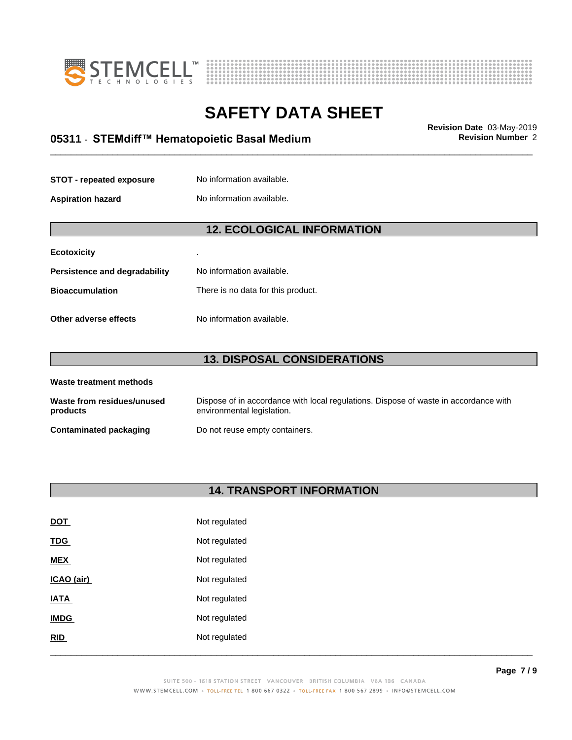| | |
|---|---|
| **STOT - repeated exposure** | No information available. |
| **Aspiration hazard** | No information available. |

## 12. ECOLOGICAL INFORMATION

| | |
|---|---|
| **Ecotoxicity** | . |
| **Persistence and degradability** | No information available. |
| **Bioaccumulation** | There is no data for this product. |
| **Other adverse effects** | No information available. |

## 13. DISPOSAL CONSIDERATIONS

**Waste treatment methods**

| | |
|---|---|
| **Waste from residues/unused products** | Dispose of in accordance with local regulations. Dispose of waste in accordance with environmental legislation. |
| **Contaminated packaging** | Do not reuse empty containers. |

## 14. TRANSPORT INFORMATION

| | |
|---|---|
| **DOT** | Not regulated |
| **TDG** | Not regulated |
| **MEX** | Not regulated |
| **ICAO (air)** | Not regulated |
| **IATA** | Not regulated |
| **IMDG** | Not regulated |
| **RID** | Not regulated |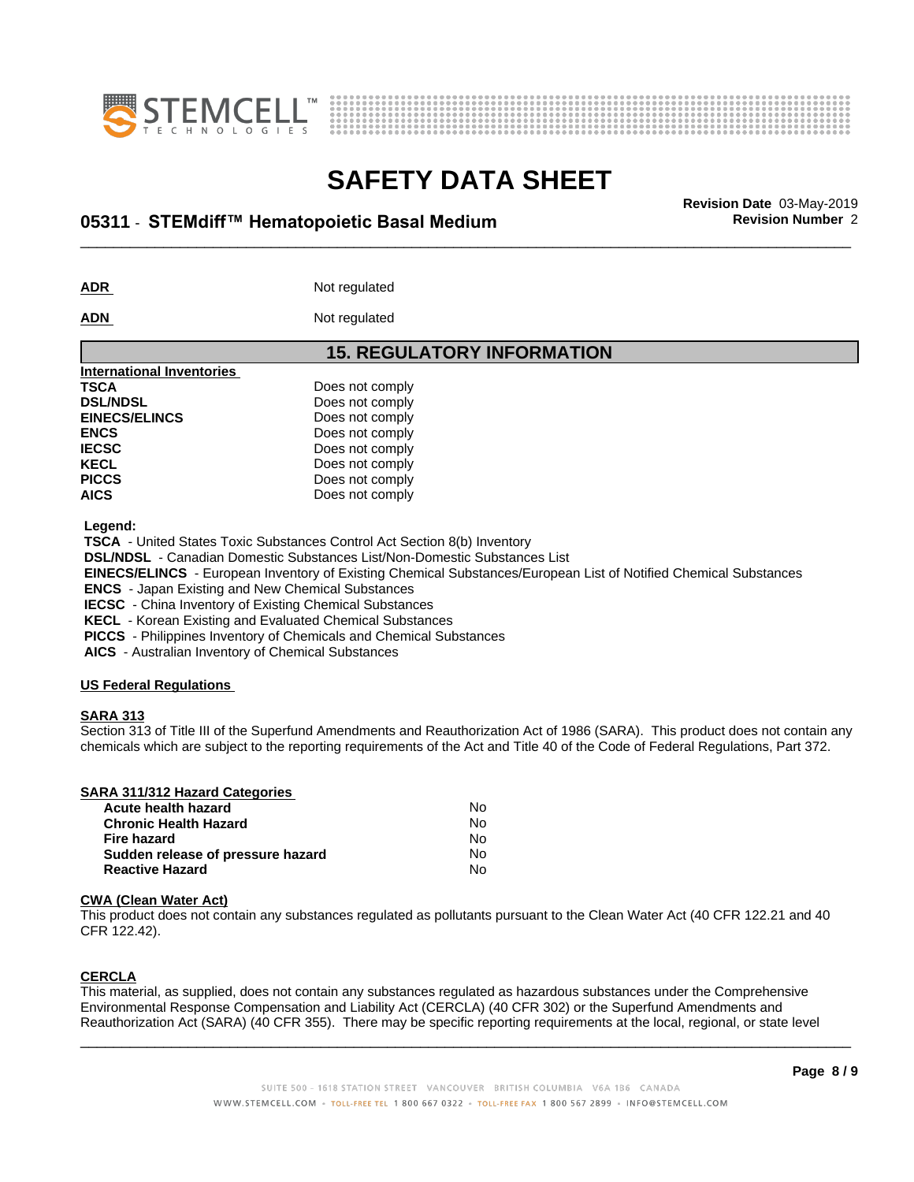**ADR** Not regulated

**ADN** Not regulated

## 15. REGULATORY INFORMATION

**International Inventories**

| | |
|---|---|
| **TSCA** | Does not comply |
| **DSL/NDSL** | Does not comply |
| **EINECS/ELINCS** | Does not comply |
| **ENCS** | Does not comply |
| **IECSC** | Does not comply |
| **KECL** | Does not comply |
| **PICCS** | Does not comply |
| **AICS** | Does not comply |

**Legend:**

**TSCA** - United States Toxic Substances Control Act Section 8(b) Inventory
**DSL/NDSL** - Canadian Domestic Substances List/Non-Domestic Substances List
**EINECS/ELINCS** - European Inventory of Existing Chemical Substances/European List of Notified Chemical Substances
**ENCS** - Japan Existing and New Chemical Substances
**IECSC** - China Inventory of Existing Chemical Substances
**KECL** - Korean Existing and Evaluated Chemical Substances
**PICCS** - Philippines Inventory of Chemicals and Chemical Substances
**AICS** - Australian Inventory of Chemical Substances

**US Federal Regulations**

**SARA 313**

Section 313 of Title III of the Superfund Amendments and Reauthorization Act of 1986 (SARA). This product does not contain any chemicals which are subject to the reporting requirements of the Act and Title 40 of the Code of Federal Regulations, Part 372.

**SARA 311/312 Hazard Categories**

| | |
|---|---|
| **Acute health hazard** | No |
| **Chronic Health Hazard** | No |
| **Fire hazard** | No |
| **Sudden release of pressure hazard** | No |
| **Reactive Hazard** | No |

**CWA (Clean Water Act)**

This product does not contain any substances regulated as pollutants pursuant to the Clean Water Act (40 CFR 122.21 and 40 CFR 122.42).

**CERCLA**

This material, as supplied, does not contain any substances regulated as hazardous substances under the Comprehensive Environmental Response Compensation and Liability Act (CERCLA) (40 CFR 302) or the Superfund Amendments and Reauthorization Act (SARA) (40 CFR 355). There may be specific reporting requirements at the local, regional, or state level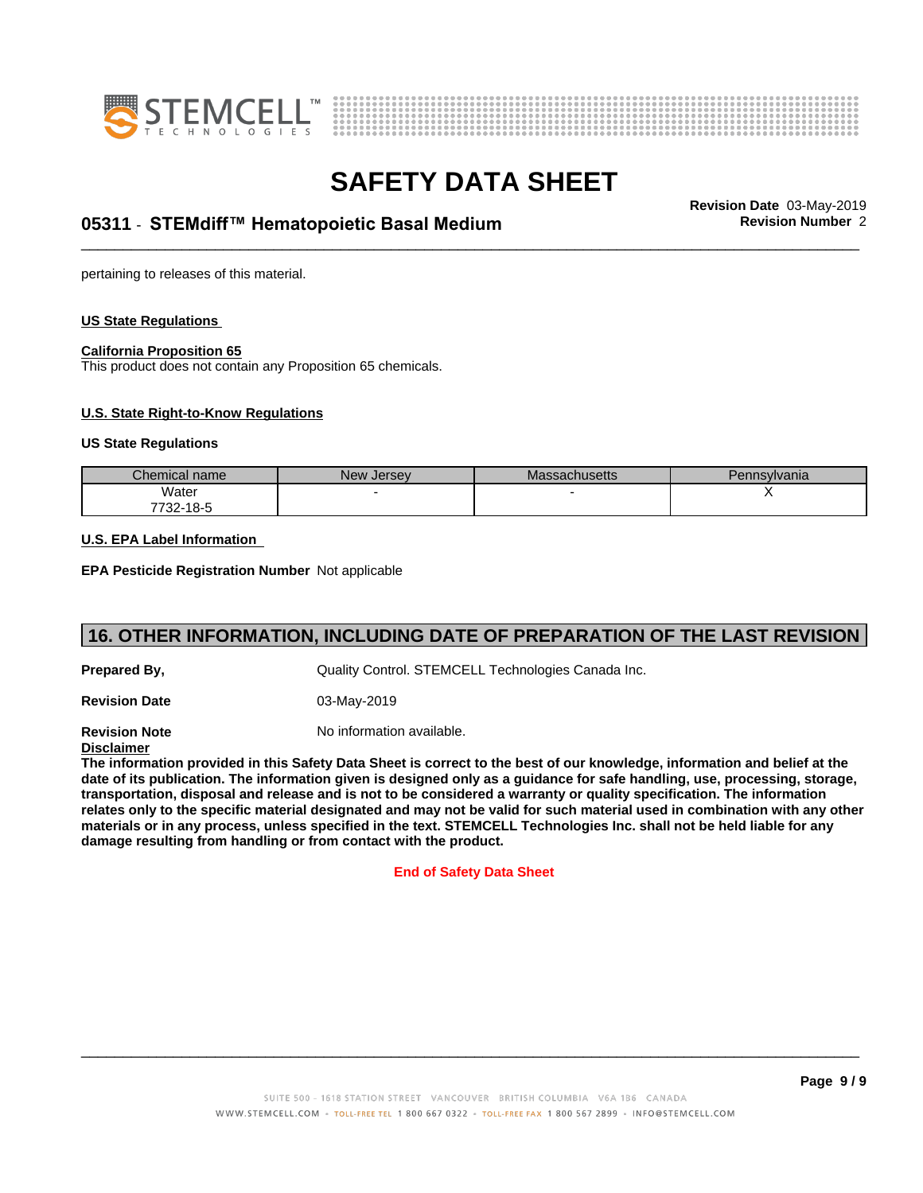pertaining to releases of this material.

**US State Regulations**

**California Proposition 65**

This product does not contain any Proposition 65 chemicals.

**U.S. State Right-to-Know Regulations**

**US State Regulations**

| Chemical name | New Jersey | Massachusetts | Pennsylvania |
|---|---|---|---|
| Water<br>7732-18-5 | - | - | X |

**U.S. EPA Label Information**

**EPA Pesticide Registration Number** Not applicable

## 16. OTHER INFORMATION, INCLUDING DATE OF PREPARATION OF THE LAST REVISION

**Prepared By,** Quality Control. STEMCELL Technologies Canada Inc.

**Revision Date** 03-May-2019

**Revision Note** No information available.

**Disclaimer**

**The information provided in this Safety Data Sheet is correct to the best of our knowledge, information and belief at the date of its publication. The information given is designed only as a guidance for safe handling, use, processing, storage, transportation, disposal and release and is not to be considered a warranty or quality specification. The information relates only to the specific material designated and may not be valid for such material used in combination with any other materials or in any process, unless specified in the text. STEMCELL Technologies Inc. shall not be held liable for any damage resulting from handling or from contact with the product.**

**End of Safety Data Sheet**